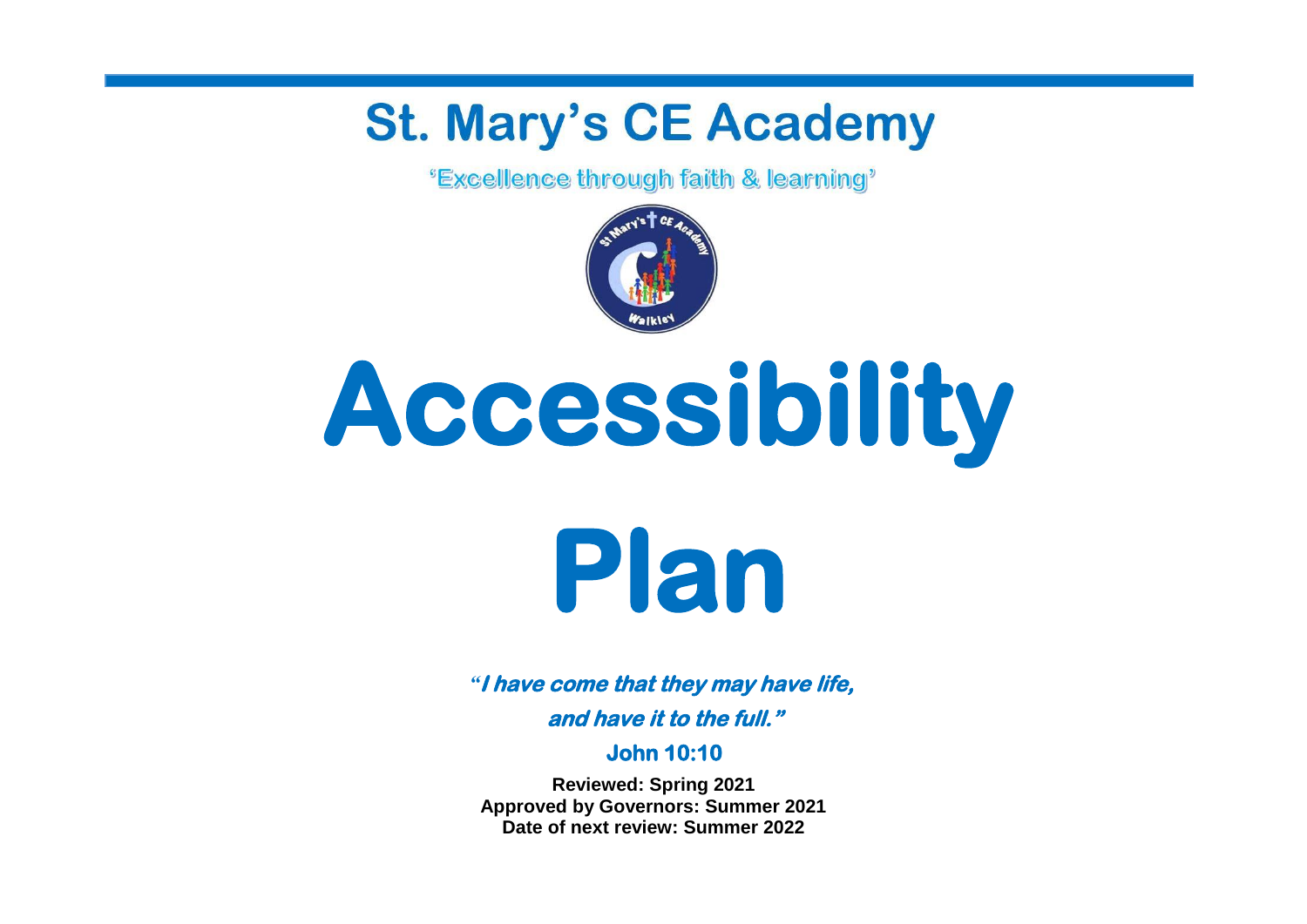# St. Mary's CE Academy

'Excellence through faith & learning'

# Accessibility Plan

***"I have come that they may have life, and have it to the full."***

**John 10:10**

**Reviewed: Spring 2021**
**Approved by Governors: Summer 2021**
**Date of next review: Summer 2022**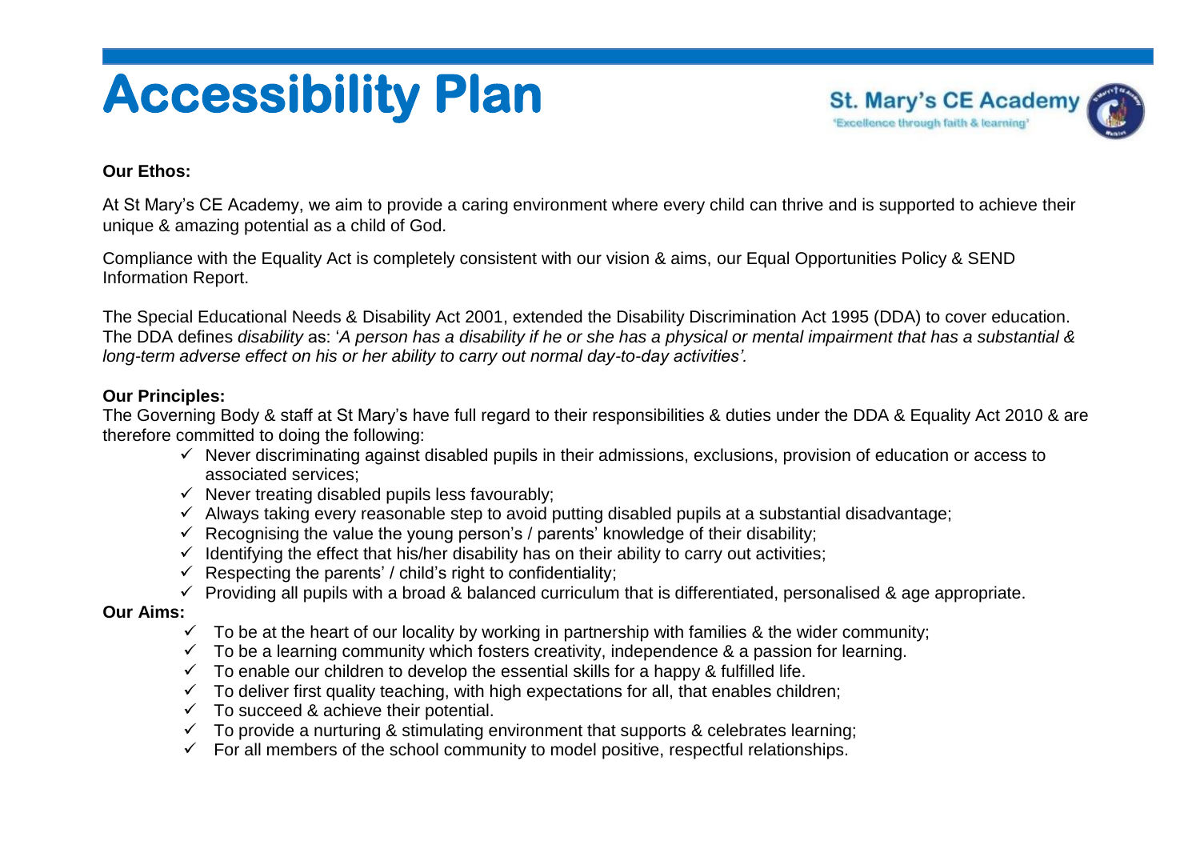# Accessibility Plan

St. Mary's CE Academy
'Excellence through faith & learning'

**Our Ethos:**

At St Mary's CE Academy, we aim to provide a caring environment where every child can thrive and is supported to achieve their unique & amazing potential as a child of God.

Compliance with the Equality Act is completely consistent with our vision & aims, our Equal Opportunities Policy & SEND Information Report.

The Special Educational Needs & Disability Act 2001, extended the Disability Discrimination Act 1995 (DDA) to cover education. The DDA defines *disability* as: '*A person has a disability if he or she has a physical or mental impairment that has a substantial & long-term adverse effect on his or her ability to carry out normal day-to-day activities'*.

**Our Principles:**

The Governing Body & staff at St Mary's have full regard to their responsibilities & duties under the DDA & Equality Act 2010 & are therefore committed to doing the following:

- ✓ Never discriminating against disabled pupils in their admissions, exclusions, provision of education or access to associated services;
- ✓ Never treating disabled pupils less favourably;
- ✓ Always taking every reasonable step to avoid putting disabled pupils at a substantial disadvantage;
- ✓ Recognising the value the young person's / parents' knowledge of their disability;
- ✓ Identifying the effect that his/her disability has on their ability to carry out activities;
- ✓ Respecting the parents' / child's right to confidentiality;
- ✓ Providing all pupils with a broad & balanced curriculum that is differentiated, personalised & age appropriate.

**Our Aims:**

- ✓ To be at the heart of our locality by working in partnership with families & the wider community;
- ✓ To be a learning community which fosters creativity, independence & a passion for learning.
- ✓ To enable our children to develop the essential skills for a happy & fulfilled life.
- ✓ To deliver first quality teaching, with high expectations for all, that enables children;
- ✓ To succeed & achieve their potential.
- ✓ To provide a nurturing & stimulating environment that supports & celebrates learning;
- ✓ For all members of the school community to model positive, respectful relationships.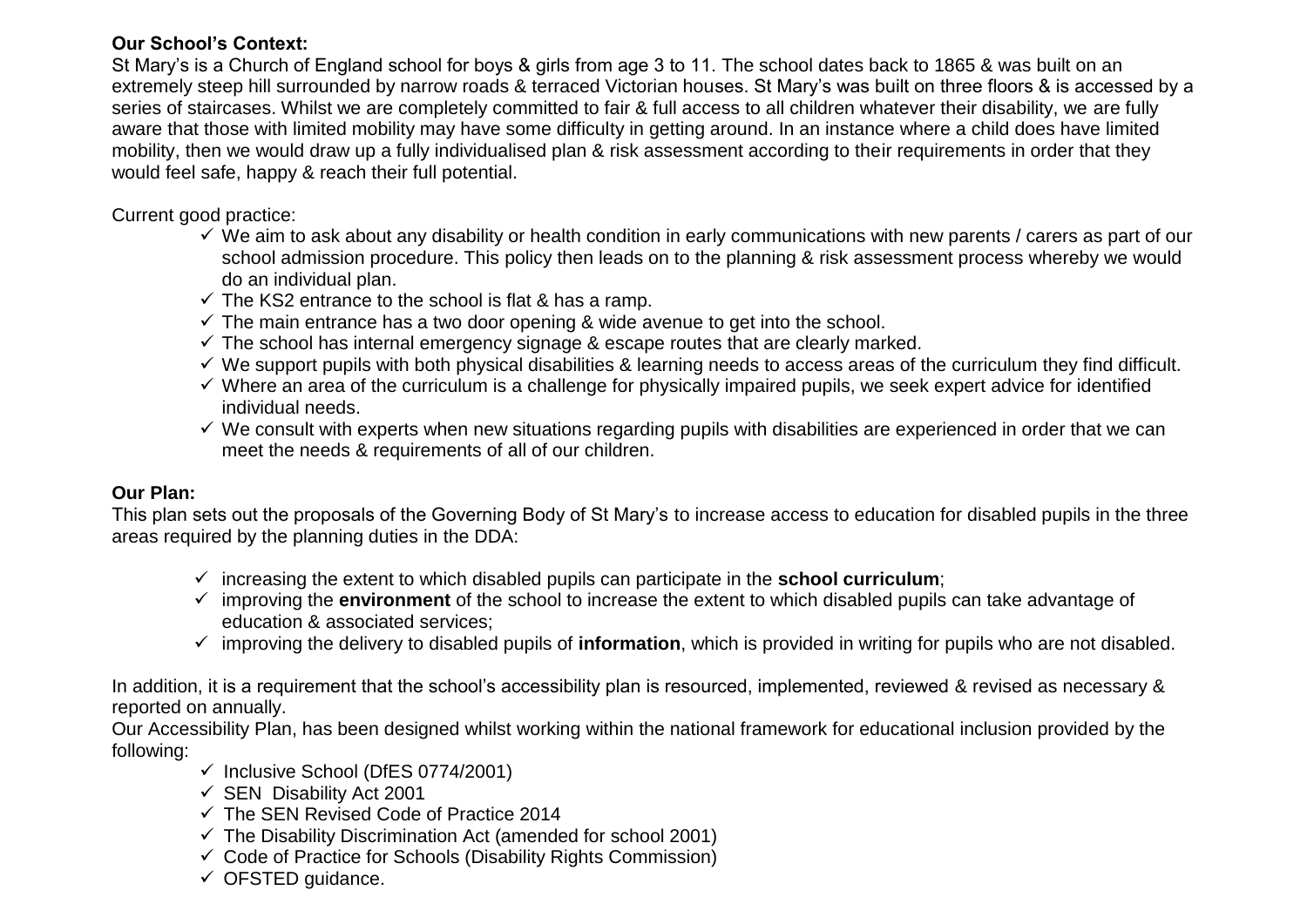**Our School's Context:**

St Mary's is a Church of England school for boys & girls from age 3 to 11. The school dates back to 1865 & was built on an extremely steep hill surrounded by narrow roads & terraced Victorian houses. St Mary's was built on three floors & is accessed by a series of staircases. Whilst we are completely committed to fair & full access to all children whatever their disability, we are fully aware that those with limited mobility may have some difficulty in getting around. In an instance where a child does have limited mobility, then we would draw up a fully individualised plan & risk assessment according to their requirements in order that they would feel safe, happy & reach their full potential.

Current good practice:

- ✓ We aim to ask about any disability or health condition in early communications with new parents / carers as part of our school admission procedure. This policy then leads on to the planning & risk assessment process whereby we would do an individual plan.
- ✓ The KS2 entrance to the school is flat & has a ramp.
- ✓ The main entrance has a two door opening & wide avenue to get into the school.
- ✓ The school has internal emergency signage & escape routes that are clearly marked.
- ✓ We support pupils with both physical disabilities & learning needs to access areas of the curriculum they find difficult.
- ✓ Where an area of the curriculum is a challenge for physically impaired pupils, we seek expert advice for identified individual needs.
- ✓ We consult with experts when new situations regarding pupils with disabilities are experienced in order that we can meet the needs & requirements of all of our children.

**Our Plan:**

This plan sets out the proposals of the Governing Body of St Mary's to increase access to education for disabled pupils in the three areas required by the planning duties in the DDA:

- ✓ increasing the extent to which disabled pupils can participate in the **school curriculum**;
- ✓ improving the **environment** of the school to increase the extent to which disabled pupils can take advantage of education & associated services;
- ✓ improving the delivery to disabled pupils of **information**, which is provided in writing for pupils who are not disabled.

In addition, it is a requirement that the school's accessibility plan is resourced, implemented, reviewed & revised as necessary & reported on annually.

Our Accessibility Plan, has been designed whilst working within the national framework for educational inclusion provided by the following:

- ✓ Inclusive School (DfES 0774/2001)
- ✓ SEN Disability Act 2001
- ✓ The SEN Revised Code of Practice 2014
- ✓ The Disability Discrimination Act (amended for school 2001)
- ✓ Code of Practice for Schools (Disability Rights Commission)
- ✓ OFSTED guidance.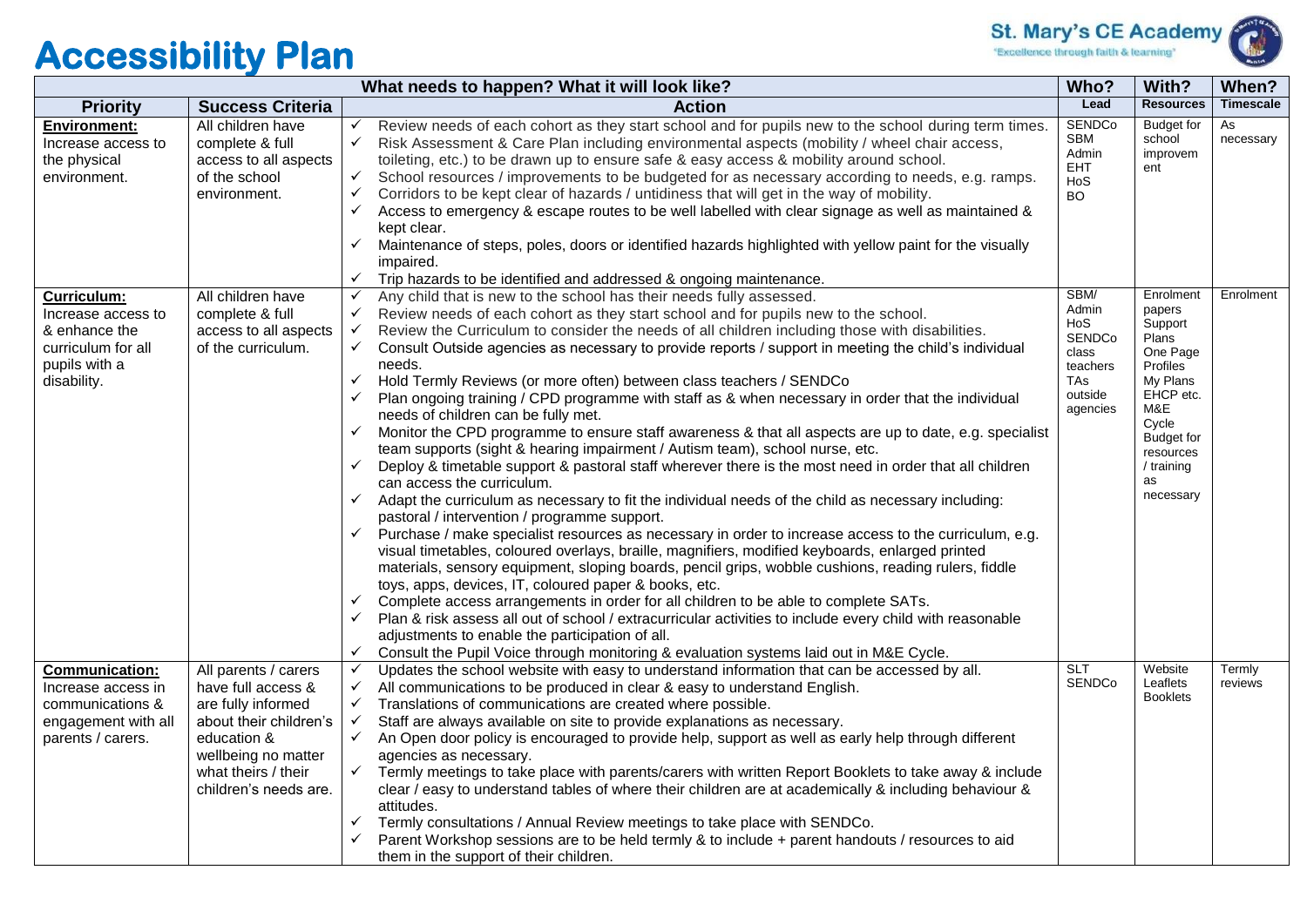# Accessibility Plan

St. Mary's CE Academy
'Excellence through faith & learning'

| What needs to happen? What it will look like? | | | Who? | With? | When? |
|---|---|---|---|---|---|
| **Priority** | **Success Criteria** | **Action** | **Lead** | **Resources** | **Timescale** |
| **Environment:** Increase access to the physical environment. | All children have complete & full access to all aspects of the school environment. | ✓ Review needs of each cohort as they start school and for pupils new to the school during term times.<br>✓ Risk Assessment & Care Plan including environmental aspects (mobility / wheel chair access, toileting, etc.) to be drawn up to ensure safe & easy access & mobility around school.<br>✓ School resources / improvements to be budgeted for as necessary according to needs, e.g. ramps.<br>✓ Corridors to be kept clear of hazards / untidiness that will get in the way of mobility.<br>✓ Access to emergency & escape routes to be well labelled with clear signage as well as maintained & kept clear.<br>✓ Maintenance of steps, poles, doors or identified hazards highlighted with yellow paint for the visually impaired.<br>✓ Trip hazards to be identified and addressed & ongoing maintenance. | SENDCo<br>SBM<br>Admin<br>EHT<br>HoS<br>BO | Budget for school improvement | As necessary |
| **Curriculum:** Increase access to & enhance the curriculum for all pupils with a disability. | All children have complete & full access to all aspects of the curriculum. | ✓ Any child that is new to the school has their needs fully assessed.<br>✓ Review needs of each cohort as they start school and for pupils new to the school.<br>✓ Review the Curriculum to consider the needs of all children including those with disabilities.<br>✓ Consult Outside agencies as necessary to provide reports / support in meeting the child's individual needs.<br>✓ Hold Termly Reviews (or more often) between class teachers / SENDCo<br>✓ Plan ongoing training / CPD programme with staff as & when necessary in order that the individual needs of children can be fully met.<br>✓ Monitor the CPD programme to ensure staff awareness & that all aspects are up to date, e.g. specialist team supports (sight & hearing impairment / Autism team), school nurse, etc.<br>✓ Deploy & timetable support & pastoral staff wherever there is the most need in order that all children can access the curriculum.<br>✓ Adapt the curriculum as necessary to fit the individual needs of the child as necessary including: pastoral / intervention / programme support.<br>✓ Purchase / make specialist resources as necessary in order to increase access to the curriculum, e.g. visual timetables, coloured overlays, braille, magnifiers, modified keyboards, enlarged printed materials, sensory equipment, sloping boards, pencil grips, wobble cushions, reading rulers, fiddle toys, apps, devices, IT, coloured paper & books, etc.<br>✓ Complete access arrangements in order for all children to be able to complete SATs.<br>✓ Plan & risk assess all out of school / extracurricular activities to include every child with reasonable adjustments to enable the participation of all.<br>✓ Consult the Pupil Voice through monitoring & evaluation systems laid out in M&E Cycle. | SBM/<br>Admin<br>HoS<br>SENDCo<br>class teachers<br>TAs<br>outside agencies | Enrolment papers<br>Support Plans<br>One Page Profiles<br>My Plans<br>EHCP etc.<br>M&E Cycle<br>Budget for resources / training as necessary | Enrolment |
| **Communication:** Increase access in communications & engagement with all parents / carers. | All parents / carers have full access & are fully informed about their children's education & wellbeing no matter what theirs / their children's needs are. | ✓ Updates the school website with easy to understand information that can be accessed by all.<br>✓ All communications to be produced in clear & easy to understand English.<br>✓ Translations of communications are created where possible.<br>✓ Staff are always available on site to provide explanations as necessary.<br>✓ An Open door policy is encouraged to provide help, support as well as early help through different agencies as necessary.<br>✓ Termly meetings to take place with parents/carers with written Report Booklets to take away & include clear / easy to understand tables of where their children are at academically & including behaviour & attitudes.<br>✓ Termly consultations / Annual Review meetings to take place with SENDCo.<br>✓ Parent Workshop sessions are to be held termly & to include + parent handouts / resources to aid them in the support of their children. | SLT<br>SENDCo | Website<br>Leaflets<br>Booklets | Termly reviews |